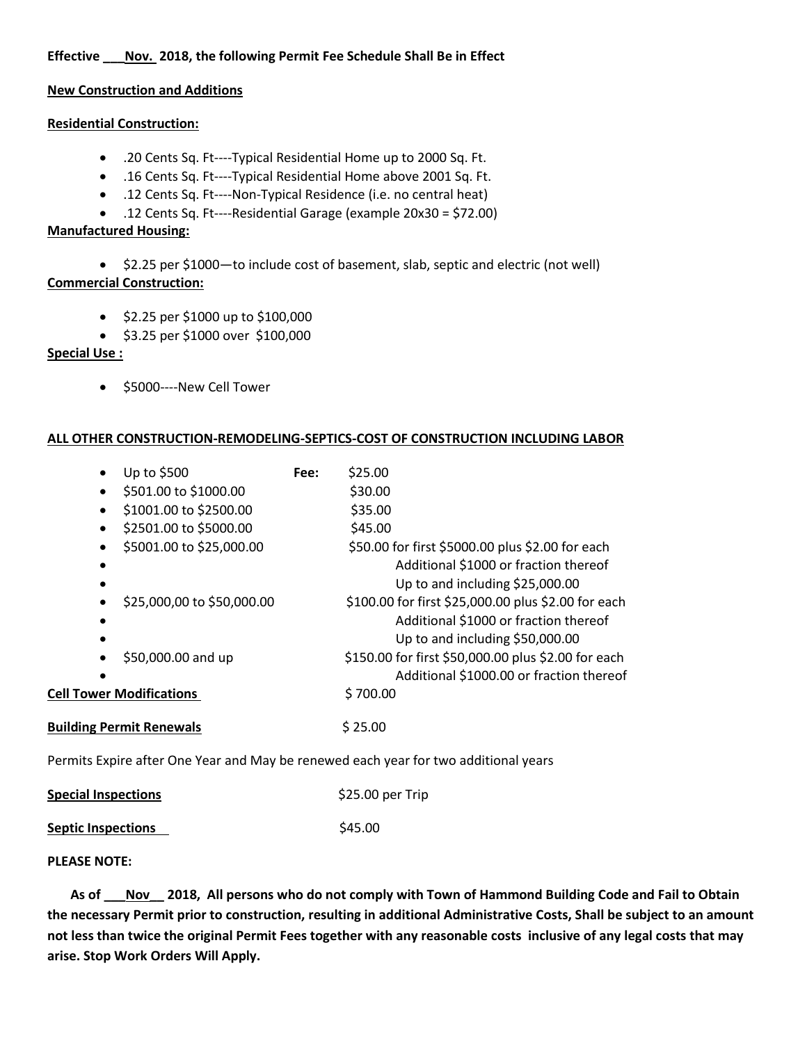**Effective ___Nov. 2018, the following Permit Fee Schedule Shall Be in Effect**

**New Construction and Additions**

**Residential Construction:**

- .20 Cents Sq. Ft----Typical Residential Home up to 2000 Sq. Ft.
- .16 Cents Sq. Ft----Typical Residential Home above 2001 Sq. Ft.
- .12 Cents Sq. Ft----Non-Typical Residence (i.e. no central heat)
- .12 Cents Sq. Ft----Residential Garage (example 20x30 = $72.00)

**Manufactured Housing:**

- $2.25 per $1000—to include cost of basement, slab, septic and electric (not well)

**Commercial Construction:**

- $2.25 per $1000 up to $100,000
- $3.25 per $1000 over $100,000

**Special Use :**

- $5000----New Cell Tower

**ALL OTHER CONSTRUCTION-REMODELING-SEPTICS-COST OF CONSTRUCTION INCLUDING LABOR**

| Cost of Construction | Fee: |
|---|---|
| Up to $500 | $25.00 |
| $501.00 to $1000.00 | $30.00 |
| $1001.00 to $2500.00 | $35.00 |
| $2501.00 to $5000.00 | $45.00 |
| $5001.00 to $25,000.00 | $50.00 for first $5000.00 plus $2.00 for each Additional $1000 or fraction thereof Up to and including $25,000.00 |
| $25,000,00 to $50,000.00 | $100.00 for first $25,000.00 plus $2.00 for each Additional $1000 or fraction thereof Up to and including $50,000.00 |
| $50,000.00 and up | $150.00 for first $50,000.00 plus $2.00 for each Additional $1000.00 or fraction thereof |

**Cell Tower Modifications** $ 700.00

**Building Permit Renewals** $ 25.00

Permits Expire after One Year and May be renewed each year for two additional years

**Special Inspections** $25.00 per Trip

**Septic Inspections** $45.00

**PLEASE NOTE:**

**As of ___Nov__ 2018, All persons who do not comply with Town of Hammond Building Code and Fail to Obtain the necessary Permit prior to construction, resulting in additional Administrative Costs, Shall be subject to an amount not less than twice the original Permit Fees together with any reasonable costs inclusive of any legal costs that may arise. Stop Work Orders Will Apply.**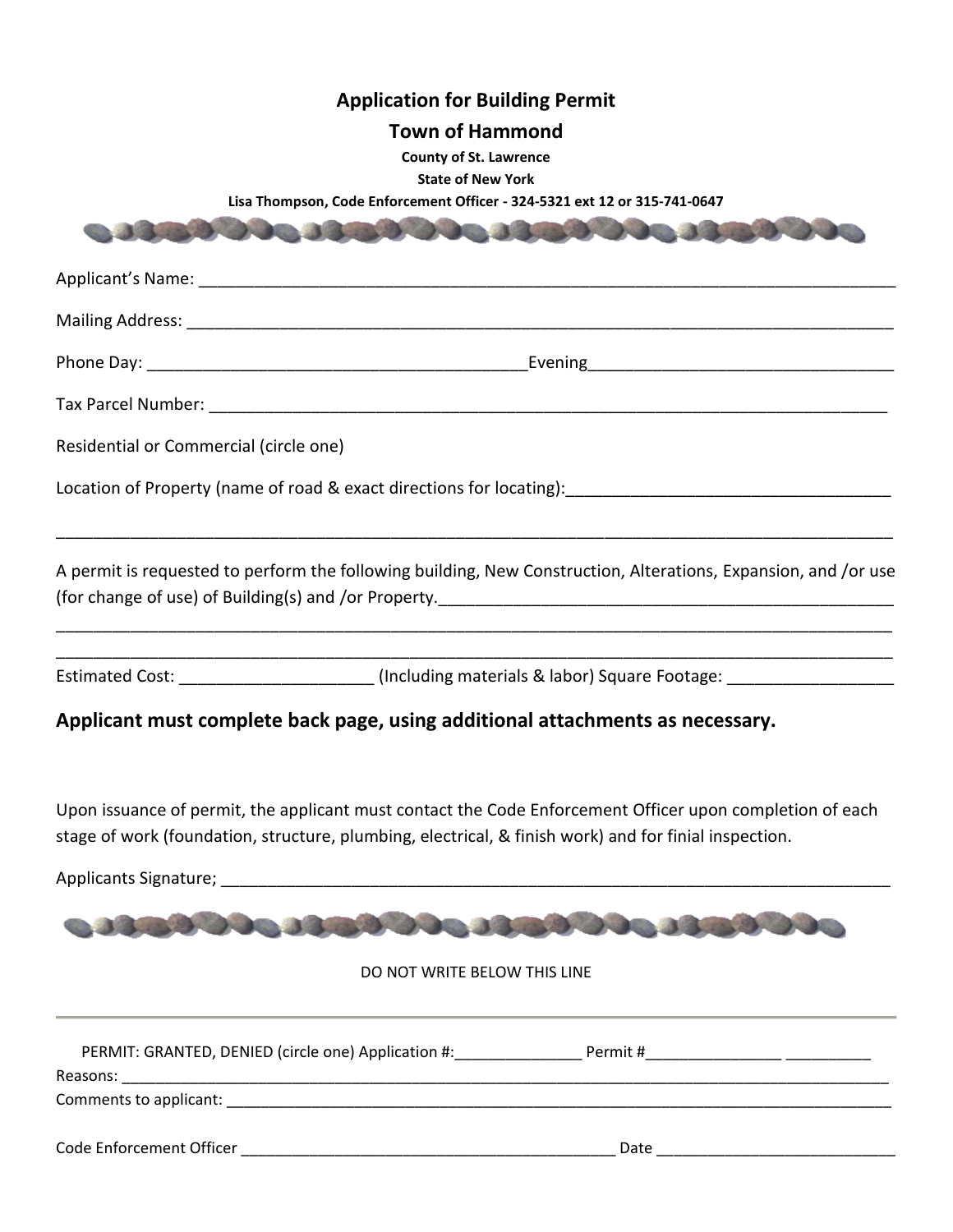# Application for Building Permit

## Town of Hammond

**County of St. Lawrence**

**State of New York**

**Lisa Thompson, Code Enforcement Officer - 324-5321 ext 12 or 315-741-0647**

Applicant's Name: ______________________________________________________________________________

Mailing Address: _______________________________________________________________________________

Phone Day: ________________________________________Evening_________________________________

Tax Parcel Number: _____________________________________________________________________________

Residential or Commercial (circle one)

Location of Property (name of road & exact directions for locating):__________________________________

___________________________________________________________________________________________

A permit is requested to perform the following building, New Construction, Alterations, Expansion, and /or use (for change of use) of Building(s) and /or Property.________________________________________________

___________________________________________________________________________________________

___________________________________________________________________________________________

Estimated Cost: ____________________ (Including materials & labor) Square Footage: _________________

**Applicant must complete back page, using additional attachments as necessary.**

Upon issuance of permit, the applicant must contact the Code Enforcement Officer upon completion of each stage of work (foundation, structure, plumbing, electrical, & finish work) and for finial inspection.

Applicants Signature; _______________________________________________________________________

DO NOT WRITE BELOW THIS LINE

---

PERMIT: GRANTED, DENIED (circle one) Application #:______________ Permit #_______________ __________

Reasons: ____________________________________________________________________________________

Comments to applicant: _______________________________________________________________________

Code Enforcement Officer _________________________________________ Date ___________________________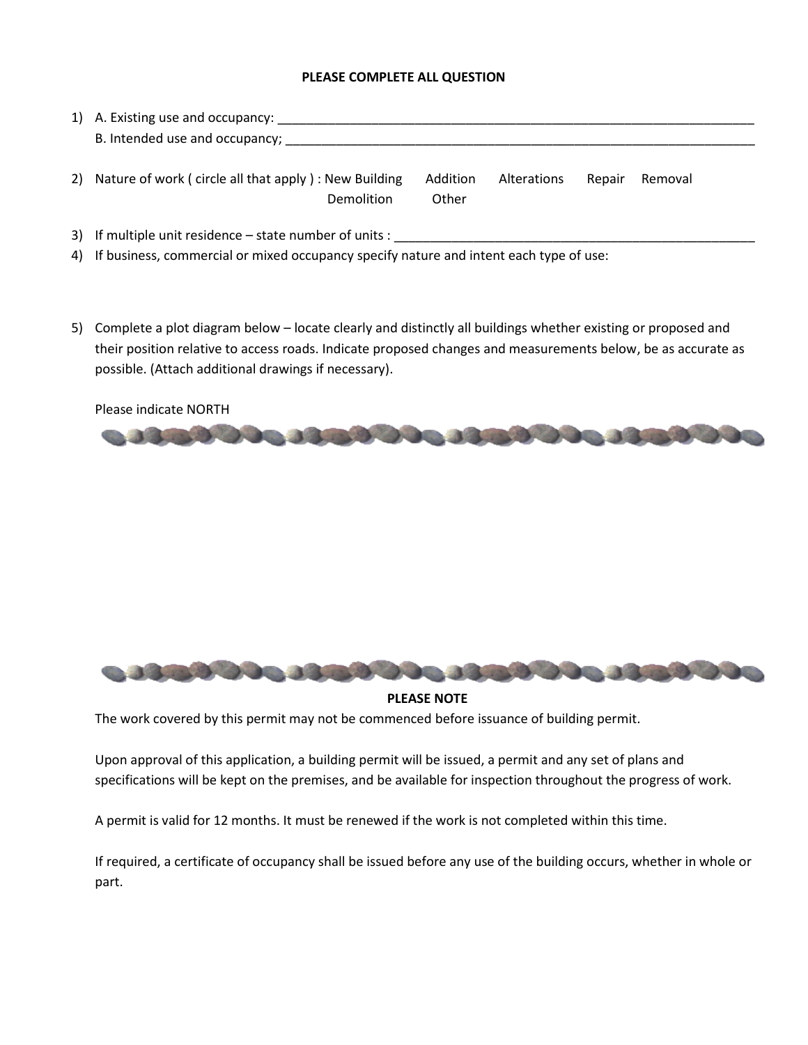**PLEASE COMPLETE ALL QUESTION**

1) A. Existing use and occupancy: ______________________________________________________________________
   B. Intended use and occupancy; ______________________________________________________________________

2) Nature of work ( circle all that apply ) : New Building   Addition   Alterations   Repair   Removal   Demolition   Other

3) If multiple unit residence – state number of units : ____________________________________________________

4) If business, commercial or mixed occupancy specify nature and intent each type of use:

5) Complete a plot diagram below – locate clearly and distinctly all buildings whether existing or proposed and their position relative to access roads. Indicate proposed changes and measurements below, be as accurate as possible. (Attach additional drawings if necessary).

   Please indicate NORTH

**PLEASE NOTE**

The work covered by this permit may not be commenced before issuance of building permit.

Upon approval of this application, a building permit will be issued, a permit and any set of plans and specifications will be kept on the premises, and be available for inspection throughout the progress of work.

A permit is valid for 12 months. It must be renewed if the work is not completed within this time.

If required, a certificate of occupancy shall be issued before any use of the building occurs, whether in whole or part.